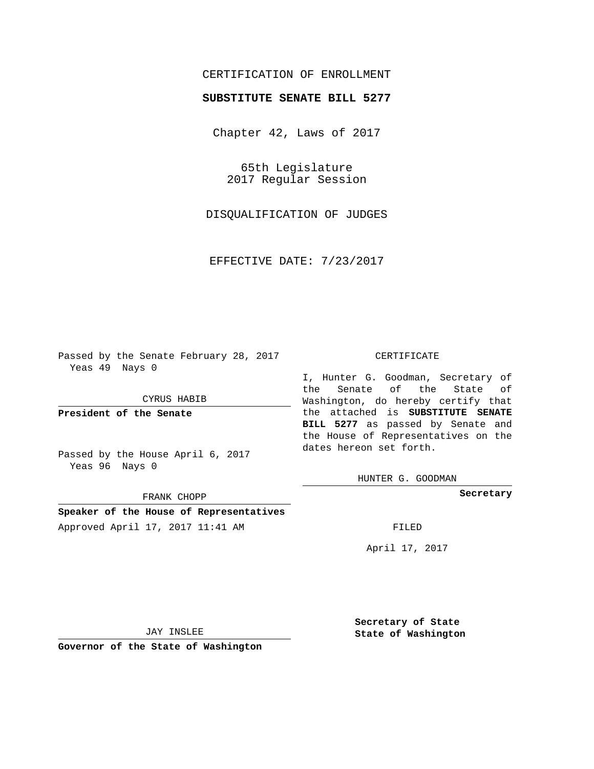# CERTIFICATION OF ENROLLMENT

## SUBSTITUTE SENATE BILL 5277

Chapter 42, Laws of 2017

65th Legislature
2017 Regular Session

DISQUALIFICATION OF JUDGES

EFFECTIVE DATE: 7/23/2017

Passed by the Senate February 28, 2017
Yeas 49 Nays 0

CYRUS HABIB

**President of the Senate**

Passed by the House April 6, 2017
Yeas 96 Nays 0

FRANK CHOPP

**Speaker of the House of Representatives**

Approved April 17, 2017 11:41 AM

JAY INSLEE

**Governor of the State of Washington**

CERTIFICATE

I, Hunter G. Goodman, Secretary of the Senate of the State of Washington, do hereby certify that the attached is **SUBSTITUTE SENATE BILL 5277** as passed by Senate and the House of Representatives on the dates hereon set forth.

HUNTER G. GOODMAN

**Secretary**

FILED

April 17, 2017

**Secretary of State**
**State of Washington**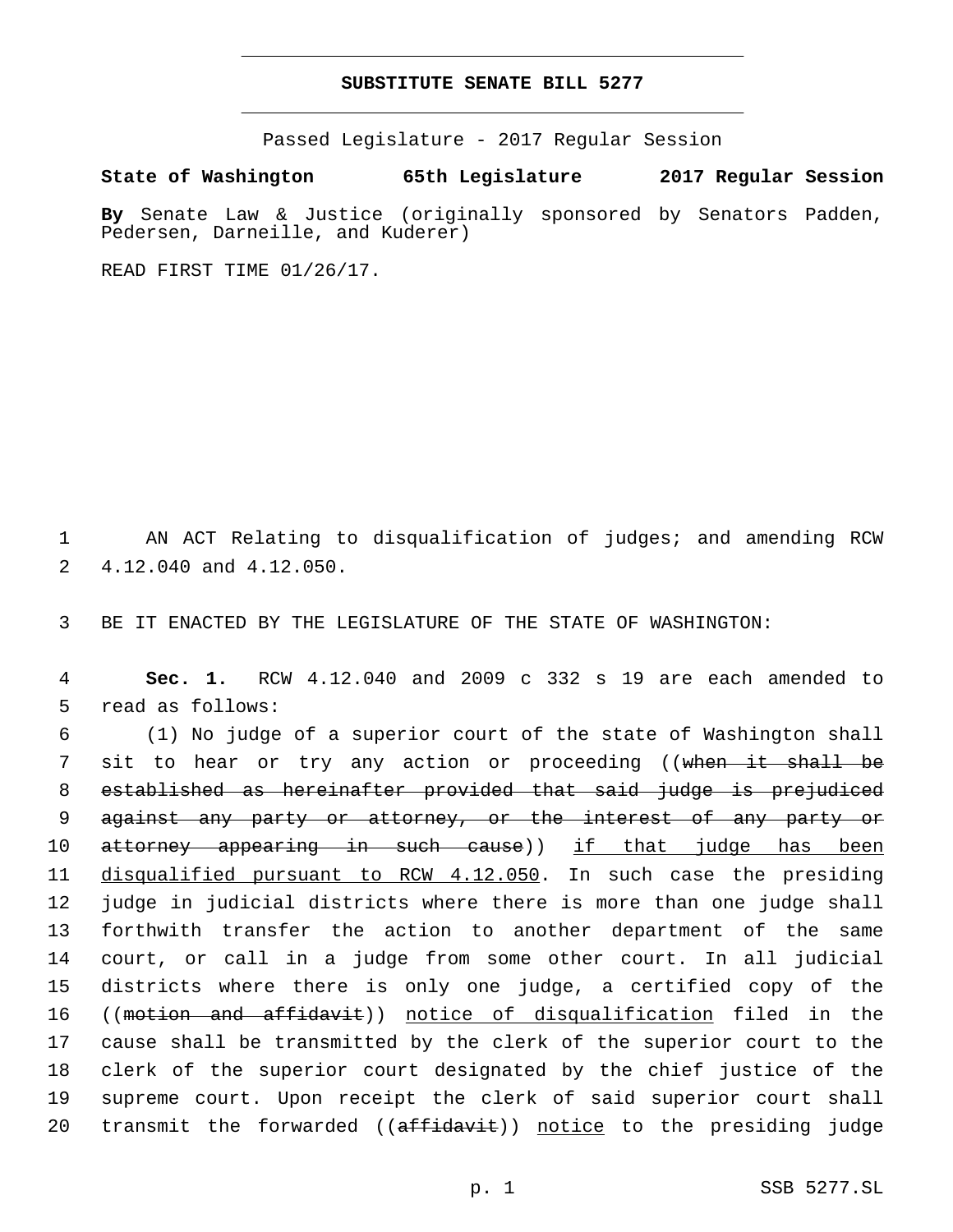# SUBSTITUTE SENATE BILL 5277

Passed Legislature - 2017 Regular Session

**State of Washington 65th Legislature 2017 Regular Session**

**By** Senate Law & Justice (originally sponsored by Senators Padden, Pedersen, Darneille, and Kuderer)

READ FIRST TIME 01/26/17.

1 AN ACT Relating to disqualification of judges; and amending RCW 2 4.12.040 and 4.12.050.

3 BE IT ENACTED BY THE LEGISLATURE OF THE STATE OF WASHINGTON:

4 **Sec. 1.** RCW 4.12.040 and 2009 c 332 s 19 are each amended to 5 read as follows:

6 (1) No judge of a superior court of the state of Washington shall 7 sit to hear or try any action or proceeding ((~~when it shall be~~ 8 ~~established as hereinafter provided that said judge is prejudiced~~ 9 ~~against any party or attorney, or the interest of any party or~~ 10 ~~attorney appearing in such cause~~)) <u>if that judge has been</u> 11 <u>disqualified pursuant to RCW 4.12.050</u>. In such case the presiding 12 judge in judicial districts where there is more than one judge shall 13 forthwith transfer the action to another department of the same 14 court, or call in a judge from some other court. In all judicial 15 districts where there is only one judge, a certified copy of the 16 ((~~motion and affidavit~~)) <u>notice of disqualification</u> filed in the 17 cause shall be transmitted by the clerk of the superior court to the 18 clerk of the superior court designated by the chief justice of the 19 supreme court. Upon receipt the clerk of said superior court shall 20 transmit the forwarded ((~~affidavit~~)) <u>notice</u> to the presiding judge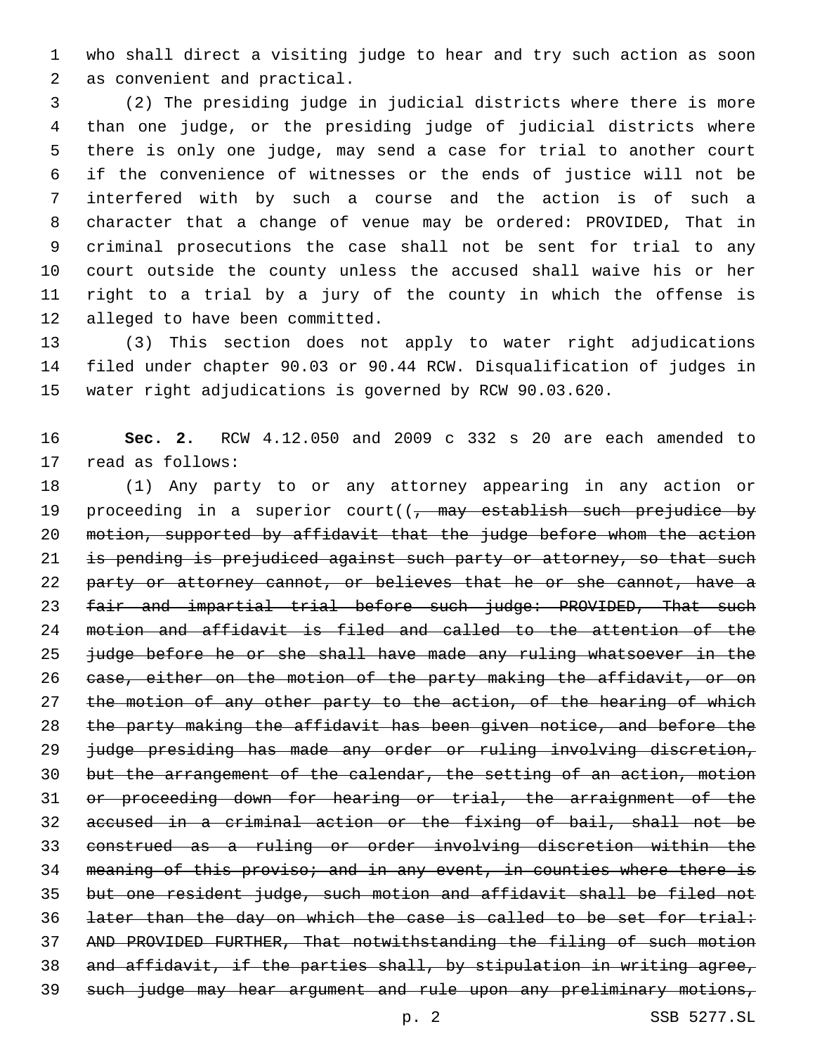who shall direct a visiting judge to hear and try such action as soon as convenient and practical.

(2) The presiding judge in judicial districts where there is more than one judge, or the presiding judge of judicial districts where there is only one judge, may send a case for trial to another court if the convenience of witnesses or the ends of justice will not be interfered with by such a course and the action is of such a character that a change of venue may be ordered: PROVIDED, That in criminal prosecutions the case shall not be sent for trial to any court outside the county unless the accused shall waive his or her right to a trial by a jury of the county in which the offense is alleged to have been committed.

(3) This section does not apply to water right adjudications filed under chapter 90.03 or 90.44 RCW. Disqualification of judges in water right adjudications is governed by RCW 90.03.620.

**Sec. 2.** RCW 4.12.050 and 2009 c 332 s 20 are each amended to read as follows:

(1) Any party to or any attorney appearing in any action or proceeding in a superior court((~~, may establish such prejudice by motion, supported by affidavit that the judge before whom the action is pending is prejudiced against such party or attorney, so that such party or attorney cannot, or believes that he or she cannot, have a fair and impartial trial before such judge: PROVIDED, That such motion and affidavit is filed and called to the attention of the judge before he or she shall have made any ruling whatsoever in the case, either on the motion of the party making the affidavit, or on the motion of any other party to the action, of the hearing of which the party making the affidavit has been given notice, and before the judge presiding has made any order or ruling involving discretion, but the arrangement of the calendar, the setting of an action, motion or proceeding down for hearing or trial, the arraignment of the accused in a criminal action or the fixing of bail, shall not be construed as a ruling or order involving discretion within the meaning of this proviso; and in any event, in counties where there is but one resident judge, such motion and affidavit shall be filed not later than the day on which the case is called to be set for trial: AND PROVIDED FURTHER, That notwithstanding the filing of such motion and affidavit, if the parties shall, by stipulation in writing agree, such judge may hear argument and rule upon any preliminary motions,~~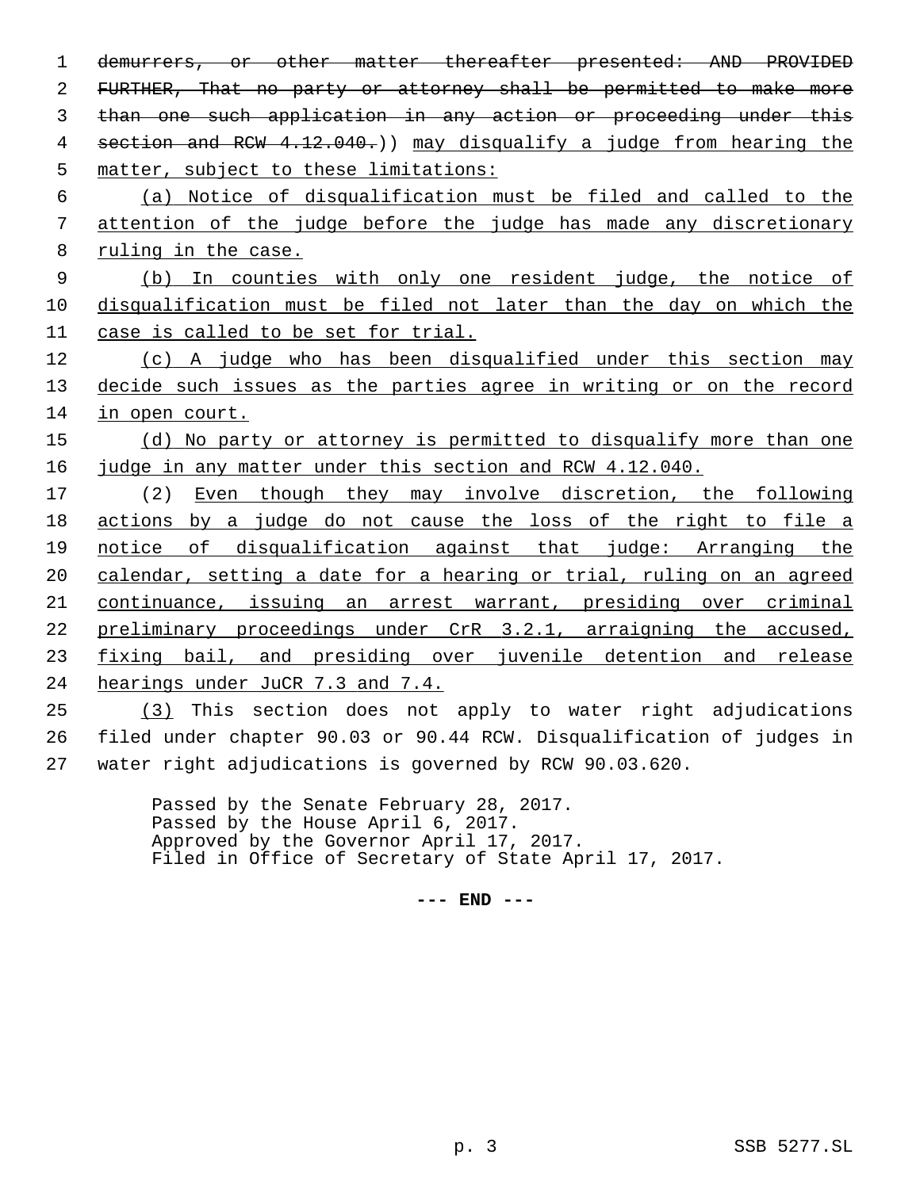~~demurrers, or other matter thereafter presented: AND PROVIDED FURTHER, That no party or attorney shall be permitted to make more than one such application in any action or proceeding under this section and RCW 4.12.040.~~)) may disqualify a judge from hearing the matter, subject to these limitations:

(a) Notice of disqualification must be filed and called to the attention of the judge before the judge has made any discretionary ruling in the case.

(b) In counties with only one resident judge, the notice of disqualification must be filed not later than the day on which the case is called to be set for trial.

(c) A judge who has been disqualified under this section may decide such issues as the parties agree in writing or on the record in open court.

(d) No party or attorney is permitted to disqualify more than one judge in any matter under this section and RCW 4.12.040.

(2) Even though they may involve discretion, the following actions by a judge do not cause the loss of the right to file a notice of disqualification against that judge: Arranging the calendar, setting a date for a hearing or trial, ruling on an agreed continuance, issuing an arrest warrant, presiding over criminal preliminary proceedings under CrR 3.2.1, arraigning the accused, fixing bail, and presiding over juvenile detention and release hearings under JuCR 7.3 and 7.4.

(3) This section does not apply to water right adjudications filed under chapter 90.03 or 90.44 RCW. Disqualification of judges in water right adjudications is governed by RCW 90.03.620.

Passed by the Senate February 28, 2017.
Passed by the House April 6, 2017.
Approved by the Governor April 17, 2017.
Filed in Office of Secretary of State April 17, 2017.

**--- END ---**